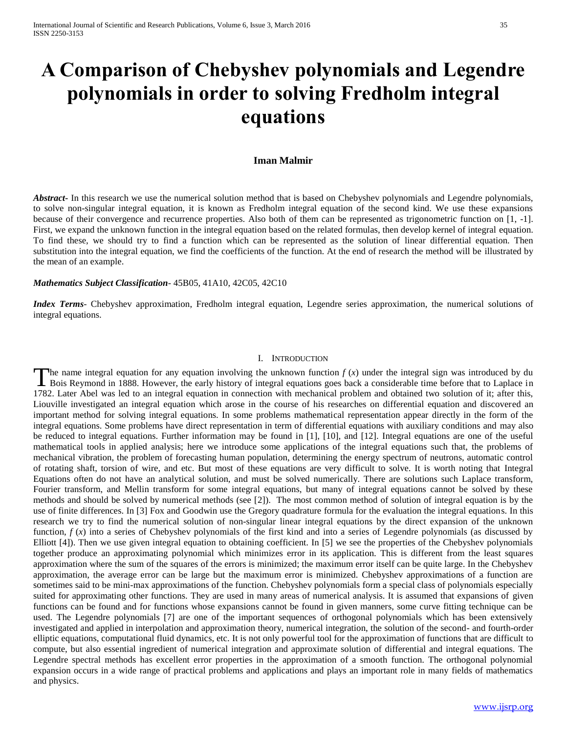# A Comparison of Chebyshev polynomials and Legendre polynomials in order to solving Fredholm integral equations

**Iman Malmir**

***Abstract***- In this research we use the numerical solution method that is based on Chebyshev polynomials and Legendre polynomials, to solve non-singular integral equation, it is known as Fredholm integral equation of the second kind. We use these expansions because of their convergence and recurrence properties. Also both of them can be represented as trigonometric function on [1, -1]. First, we expand the unknown function in the integral equation based on the related formulas, then develop kernel of integral equation. To find these, we should try to find a function which can be represented as the solution of linear differential equation. Then substitution into the integral equation, we find the coefficients of the function. At the end of research the method will be illustrated by the mean of an example.

***Mathematics Subject Classification***- 45B05, 41A10, 42C05, 42C10

***Index Terms***- Chebyshev approximation, Fredholm integral equation, Legendre series approximation, the numerical solutions of integral equations.

## I. Introduction

The name integral equation for any equation involving the unknown function $f(x)$ under the integral sign was introduced by du Bois Reymond in 1888. However, the early history of integral equations goes back a considerable time before that to Laplace in 1782. Later Abel was led to an integral equation in connection with mechanical problem and obtained two solution of it; after this, Liouville investigated an integral equation which arose in the course of his researches on differential equation and discovered an important method for solving integral equations. In some problems mathematical representation appear directly in the form of the integral equations. Some problems have direct representation in term of differential equations with auxiliary conditions and may also be reduced to integral equations. Further information may be found in [1], [10], and [12]. Integral equations are one of the useful mathematical tools in applied analysis; here we introduce some applications of the integral equations such that, the problems of mechanical vibration, the problem of forecasting human population, determining the energy spectrum of neutrons, automatic control of rotating shaft, torsion of wire, and etc. But most of these equations are very difficult to solve. It is worth noting that Integral Equations often do not have an analytical solution, and must be solved numerically. There are solutions such Laplace transform, Fourier transform, and Mellin transform for some integral equations, but many of integral equations cannot be solved by these methods and should be solved by numerical methods (see [2]). The most common method of solution of integral equation is by the use of finite differences. In [3] Fox and Goodwin use the Gregory quadrature formula for the evaluation the integral equations. In this research we try to find the numerical solution of non-singular linear integral equations by the direct expansion of the unknown function, $f(x)$ into a series of Chebyshev polynomials of the first kind and into a series of Legendre polynomials (as discussed by Elliott [4]). Then we use given integral equation to obtaining coefficient. In [5] we see the properties of the Chebyshev polynomials together produce an approximating polynomial which minimizes error in its application. This is different from the least squares approximation where the sum of the squares of the errors is minimized; the maximum error itself can be quite large. In the Chebyshev approximation, the average error can be large but the maximum error is minimized. Chebyshev approximations of a function are sometimes said to be mini-max approximations of the function. Chebyshev polynomials form a special class of polynomials especially suited for approximating other functions. They are used in many areas of numerical analysis. It is assumed that expansions of given functions can be found and for functions whose expansions cannot be found in given manners, some curve fitting technique can be used. The Legendre polynomials [7] are one of the important sequences of orthogonal polynomials which has been extensively investigated and applied in interpolation and approximation theory, numerical integration, the solution of the second- and fourth-order elliptic equations, computational fluid dynamics, etc. It is not only powerful tool for the approximation of functions that are difficult to compute, but also essential ingredient of numerical integration and approximate solution of differential and integral equations. The Legendre spectral methods has excellent error properties in the approximation of a smooth function. The orthogonal polynomial expansion occurs in a wide range of practical problems and applications and plays an important role in many fields of mathematics and physics.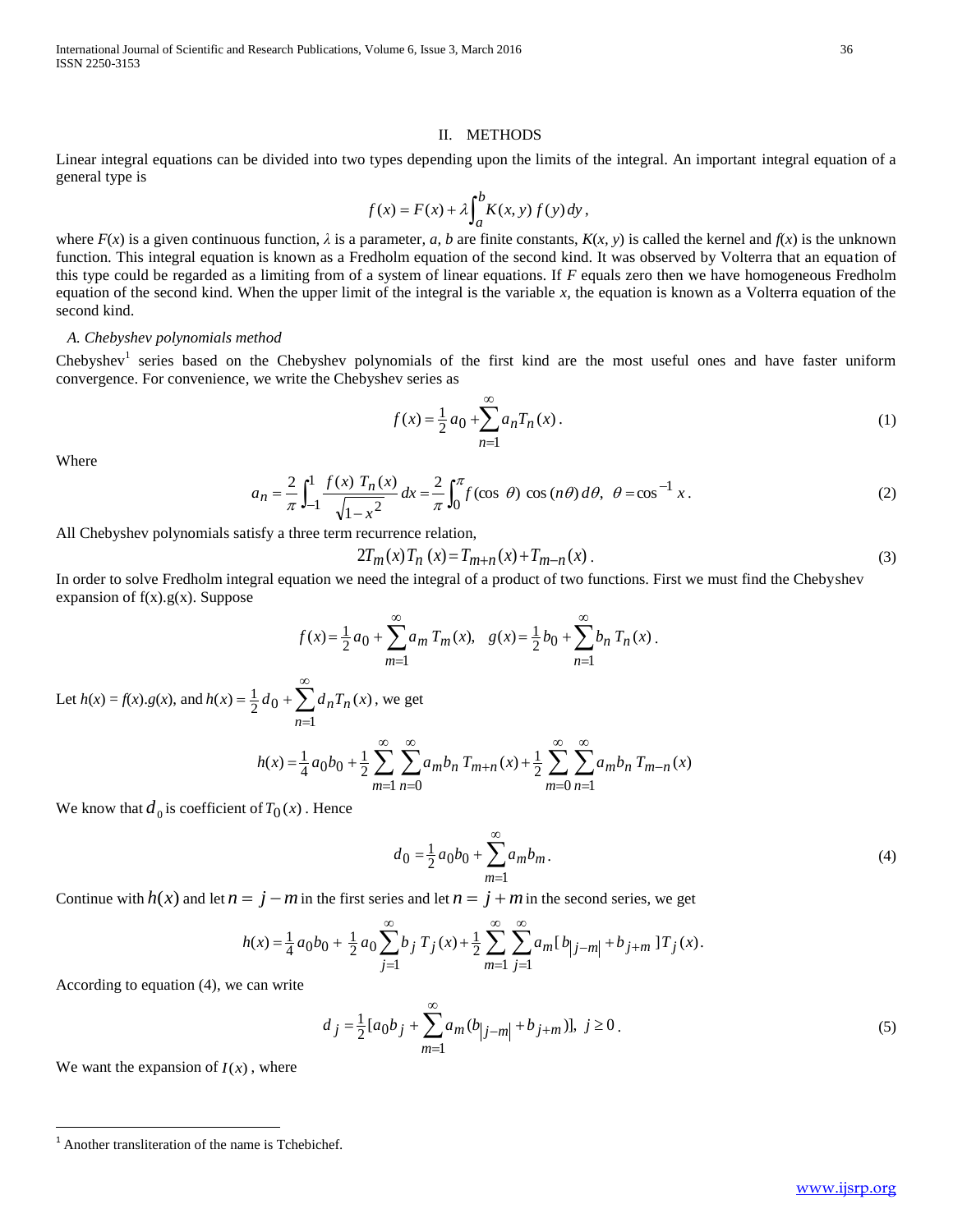## II. METHODS

Linear integral equations can be divided into two types depending upon the limits of the integral. An important integral equation of a general type is

$$f(x) = F(x) + \lambda \int_a^b K(x, y)\, f(y)\, dy\,,$$

where $F(x)$ is a given continuous function, $\lambda$ is a parameter, $a$, $b$ are finite constants, $K(x, y)$ is called the kernel and $f(x)$ is the unknown function. This integral equation is known as a Fredholm equation of the second kind. It was observed by Volterra that an equation of this type could be regarded as a limiting from of a system of linear equations. If $F$ equals zero then we have homogeneous Fredholm equation of the second kind. When the upper limit of the integral is the variable $x$, the equation is known as a Volterra equation of the second kind.

### *A. Chebyshev polynomials method*

Chebyshev[1] series based on the Chebyshev polynomials of the first kind are the most useful ones and have faster uniform convergence. For convenience, we write the Chebyshev series as

$$f(x) = \frac{1}{2} a_0 + \sum_{n=1}^{\infty} a_n T_n(x)\,. \tag{1}$$

Where

$$a_n = \frac{2}{\pi} \int_{-1}^{1} \frac{f(x)\; T_n(x)}{\sqrt{1-x^2}}\, dx = \frac{2}{\pi} \int_0^{\pi} f(\cos\ \theta)\ \cos(n\theta)\, d\theta,\ \ \theta = \cos^{-1} x\,. \tag{2}$$

All Chebyshev polynomials satisfy a three term recurrence relation,

$$2T_m(x) T_n(x) = T_{m+n}(x) + T_{m-n}(x)\,. \tag{3}$$

In order to solve Fredholm integral equation we need the integral of a product of two functions. First we must find the Chebyshev expansion of f(x).g(x). Suppose

$$f(x) = \frac{1}{2} a_0 + \sum_{m=1}^{\infty} a_m\, T_m(x), \quad g(x) = \frac{1}{2} b_0 + \sum_{n=1}^{\infty} b_n\, T_n(x)\,.$$

Let $h(x) = f(x).g(x)$, and $h(x) = \frac{1}{2} d_0 + \sum_{n=1}^{\infty} d_n T_n(x)$, we get

$$h(x) = \frac{1}{4} a_0 b_0 + \frac{1}{2} \sum_{m=1}^{\infty} \sum_{n=0}^{\infty} a_m b_n\, T_{m+n}(x) + \frac{1}{2} \sum_{m=0}^{\infty} \sum_{n=1}^{\infty} a_m b_n\, T_{m-n}(x)$$

We know that $d_0$ is coefficient of $T_0(x)$. Hence

$$d_0 = \frac{1}{2} a_0 b_0 + \sum_{m=1}^{\infty} a_m b_m\,. \tag{4}$$

Continue with $h(x)$ and let $n = j - m$ in the first series and let $n = j + m$ in the second series, we get

$$h(x) = \frac{1}{4} a_0 b_0 + \frac{1}{2} a_0 \sum_{j=1}^{\infty} b_j\, T_j(x) + \frac{1}{2} \sum_{m=1}^{\infty} \sum_{j=1}^{\infty} a_m [\, b_{|j-m|} + b_{j+m}\,] T_j(x)\,.$$

According to equation (4), we can write

$$d_j = \frac{1}{2} [a_0 b_j + \sum_{m=1}^{\infty} a_m (b_{|j-m|} + b_{j+m})],\ \ j \geq 0\,. \tag{5}$$

We want the expansion of $I(x)$, where

[1] Another transliteration of the name is Tchebichef.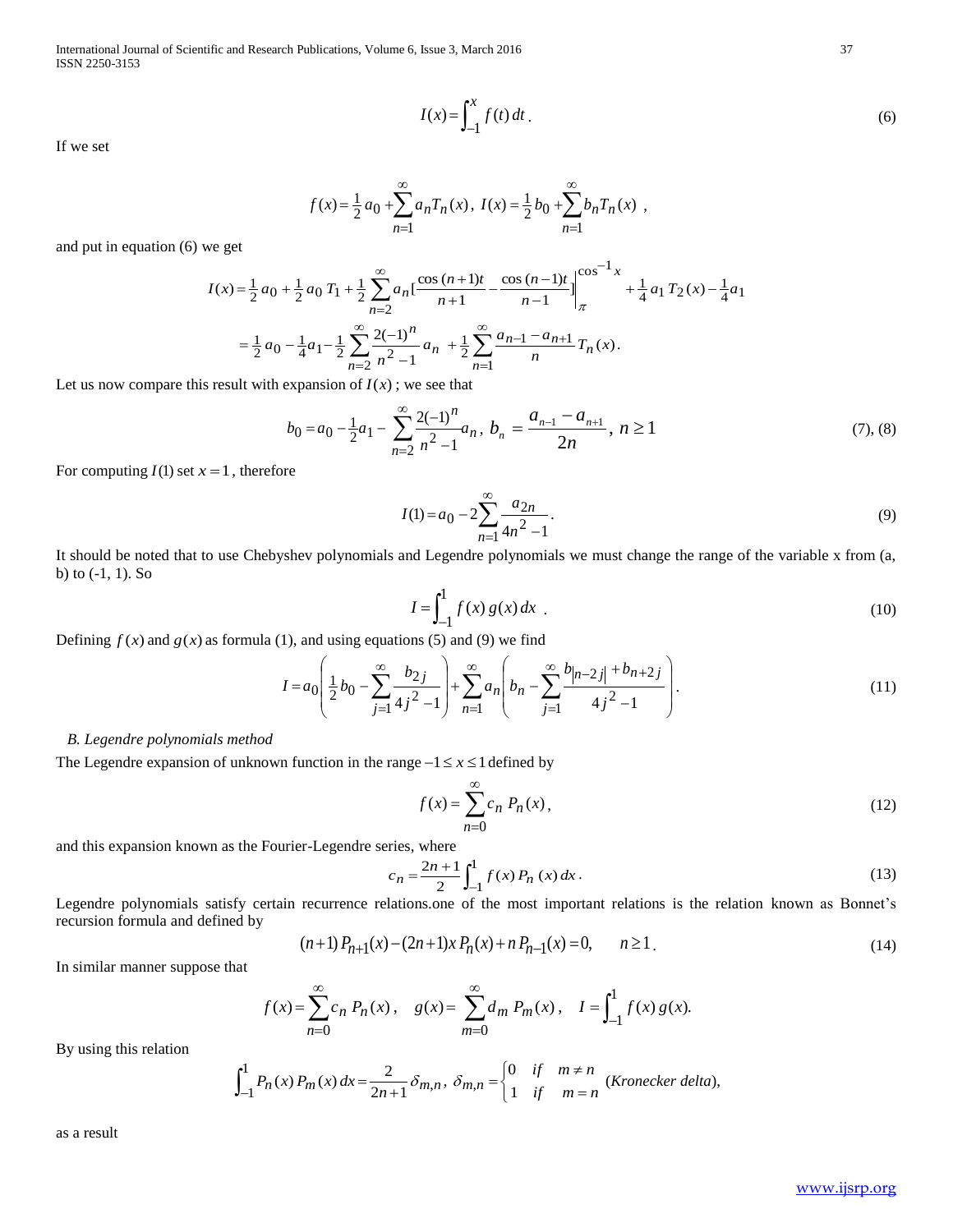$$I(x)=\int_{-1}^{x} f(t)\,dt\,. \tag{6}$$

If we set

$$f(x)=\tfrac{1}{2}a_0+\sum_{n=1}^{\infty}a_n T_n(x),\ I(x)=\tfrac{1}{2}b_0+\sum_{n=1}^{\infty}b_n T_n(x)\ ,$$

and put in equation (6) we get

$$I(x)=\tfrac{1}{2}a_0+\tfrac{1}{2}a_0\,T_1+\tfrac{1}{2}\sum_{n=2}^{\infty}a_n\Big[\frac{\cos(n+1)t}{n+1}-\frac{\cos(n-1)t}{n-1}\Big]\Big|_{\pi}^{\cos^{-1}x}+\tfrac{1}{4}a_1\,T_2(x)-\tfrac{1}{4}a_1$$

$$=\tfrac{1}{2}a_0-\tfrac{1}{4}a_1-\tfrac{1}{2}\sum_{n=2}^{\infty}\frac{2(-1)^n}{n^2-1}a_n\ +\tfrac{1}{2}\sum_{n=1}^{\infty}\frac{a_{n-1}-a_{n+1}}{n}T_n(x).$$

Let us now compare this result with expansion of $I(x)$ ; we see that

$$b_0=a_0-\tfrac{1}{2}a_1-\sum_{n=2}^{\infty}\frac{2(-1)^n}{n^2-1}a_n,\ b_n=\frac{a_{n-1}-a_{n+1}}{2n},\ n\geq 1 \tag{7), (8}$$

For computing $I(1)$ set $x=1$, therefore

$$I(1)=a_0-2\sum_{n=1}^{\infty}\frac{a_{2n}}{4n^2-1}. \tag{9}$$

It should be noted that to use Chebyshev polynomials and Legendre polynomials we must change the range of the variable x from (a, b) to (-1, 1). So

$$I=\int_{-1}^{1} f(x)\,g(x)\,dx\ . \tag{10}$$

Defining $f(x)$ and $g(x)$ as formula (1), and using equations (5) and (9) we find

$$I=a_0\left(\tfrac{1}{2}b_0-\sum_{j=1}^{\infty}\frac{b_{2j}}{4j^2-1}\right)+\sum_{n=1}^{\infty}a_n\left(b_n-\sum_{j=1}^{\infty}\frac{b_{|n-2j|}+b_{n+2j}}{4j^2-1}\right). \tag{11}$$

*B. Legendre polynomials method*

The Legendre expansion of unknown function in the range $-1\leq x\leq 1$ defined by

$$f(x)=\sum_{n=0}^{\infty}c_n\,P_n(x), \tag{12}$$

and this expansion known as the Fourier-Legendre series, where

$$c_n=\frac{2n+1}{2}\int_{-1}^{1} f(x)\,P_n(x)\,dx\,. \tag{13}$$

Legendre polynomials satisfy certain recurrence relations.one of the most important relations is the relation known as Bonnet's recursion formula and defined by

$$(n+1)\,P_{n+1}(x)-(2n+1)x\,P_n(x)+n\,P_{n-1}(x)=0,\qquad n\geq 1\,. \tag{14}$$

In similar manner suppose that

$$f(x)=\sum_{n=0}^{\infty}c_n\,P_n(x)\,,\quad g(x)=\sum_{m=0}^{\infty}d_m\,P_m(x)\,,\quad I=\int_{-1}^{1} f(x)\,g(x).$$

By using this relation

$$\int_{-1}^{1}P_n(x)\,P_m(x)\,dx=\frac{2}{2n+1}\delta_{m,n},\ \delta_{m,n}=\begin{cases}0 & if\quad m\neq n\\ 1 & if\quad m=n\end{cases}\ (Kronecker\ delta),$$

as a result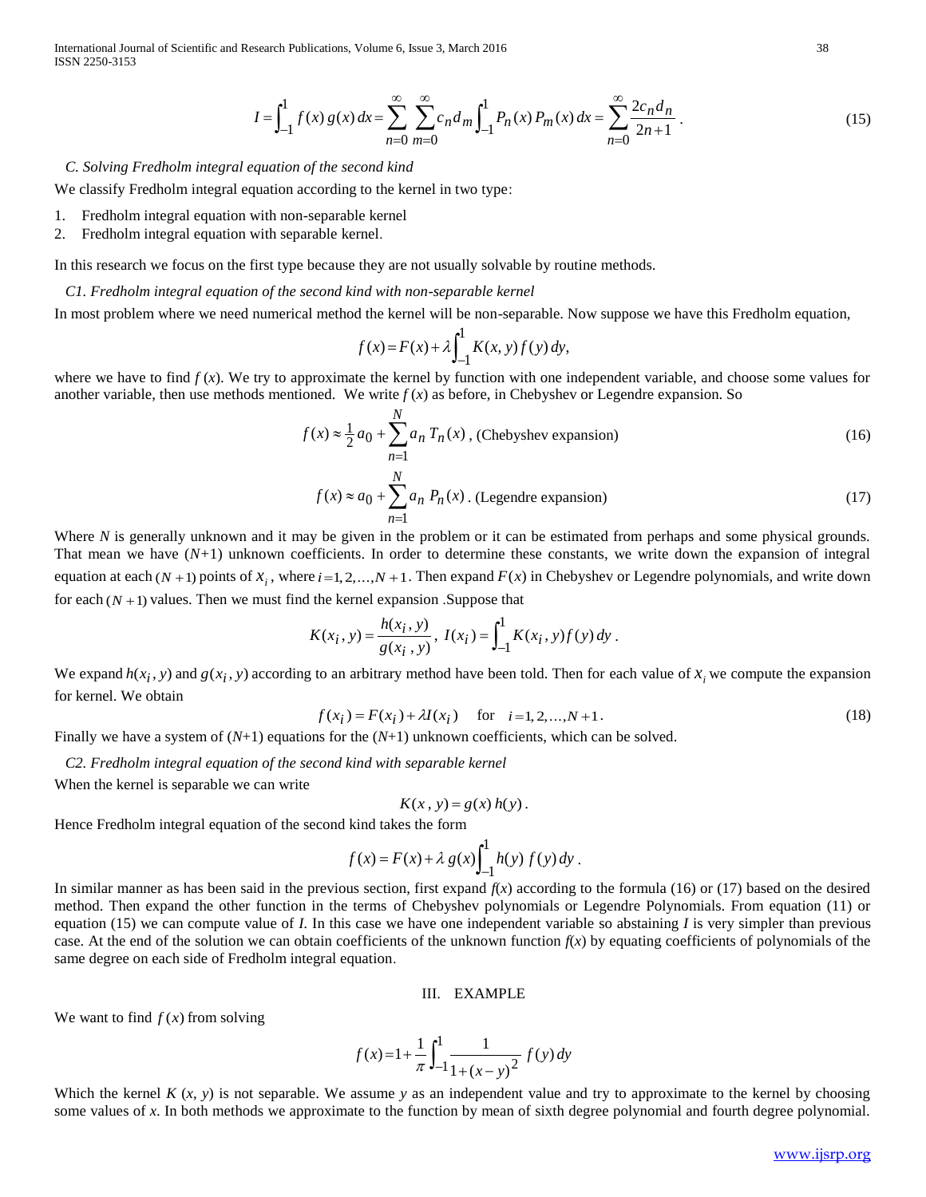$$I=\int_{-1}^{1} f(x)\,g(x)\,dx=\sum_{n=0}^{\infty}\sum_{m=0}^{\infty} c_n d_m \int_{-1}^{1} P_n(x)\,P_m(x)\,dx=\sum_{n=0}^{\infty}\frac{2c_n d_n}{2n+1}\,. \tag{15}$$

### *C. Solving Fredholm integral equation of the second kind*

We classify Fredholm integral equation according to the kernel in two type:

1. Fredholm integral equation with non-separable kernel
2. Fredholm integral equation with separable kernel.

In this research we focus on the first type because they are not usually solvable by routine methods.

#### *C1. Fredholm integral equation of the second kind with non-separable kernel*

In most problem where we need numerical method the kernel will be non-separable. Now suppose we have this Fredholm equation,

$$f(x)=F(x)+\lambda\int_{-1}^{1} K(x,y)\,f(y)\,dy,$$

where we have to find $f(x)$. We try to approximate the kernel by function with one independent variable, and choose some values for another variable, then use methods mentioned. We write $f(x)$ as before, in Chebyshev or Legendre expansion. So

$$f(x)\approx \tfrac{1}{2}a_0+\sum_{n=1}^{N} a_n\,T_n(x)\,, \text{ (Chebyshev expansion)} \tag{16}$$

$$f(x)\approx a_0+\sum_{n=1}^{N} a_n\,P_n(x)\,. \text{ (Legendre expansion)} \tag{17}$$

Where $N$ is generally unknown and it may be given in the problem or it can be estimated from perhaps and some physical grounds. That mean we have $(N+1)$ unknown coefficients. In order to determine these constants, we write down the expansion of integral equation at each $(N+1)$ points of $x_i$, where $i=1,2,\dots,N+1$. Then expand $F(x)$ in Chebyshev or Legendre polynomials, and write down for each $(N+1)$ values. Then we must find the kernel expansion .Suppose that

$$K(x_i,y)=\frac{h(x_i,y)}{g(x_i\,,y)}\,,\ I(x_i)=\int_{-1}^{1} K(x_i,y)f(y)\,dy\,.$$

We expand $h(x_i,y)$ and $g(x_i,y)$ according to an arbitrary method have been told. Then for each value of $x_i$ we compute the expansion for kernel. We obtain

$$f(x_i)=F(x_i)+\lambda I(x_i)\quad \text{for}\quad i=1,2,\dots,N+1\,. \tag{18}$$

Finally we have a system of $(N+1)$ equations for the $(N+1)$ unknown coefficients, which can be solved.

#### *C2. Fredholm integral equation of the second kind with separable kernel*

When the kernel is separable we can write

$$K(x\,,y)=g(x)\,h(y)\,.$$

Hence Fredholm integral equation of the second kind takes the form

$$f(x)=F(x)+\lambda\, g(x)\int_{-1}^{1} h(y)\,f(y)\,dy\,.$$

In similar manner as has been said in the previous section, first expand $f(x)$ according to the formula (16) or (17) based on the desired method. Then expand the other function in the terms of Chebyshev polynomials or Legendre Polynomials. From equation (11) or equation (15) we can compute value of $I$. In this case we have one independent variable so abstaining $I$ is very simpler than previous case. At the end of the solution we can obtain coefficients of the unknown function $f(x)$ by equating coefficients of polynomials of the same degree on each side of Fredholm integral equation.

## III. EXAMPLE

We want to find $f(x)$ from solving

$$f(x)=1+\frac{1}{\pi}\int_{-1}^{1}\frac{1}{1+(x-y)^2}\,f(y)\,dy$$

Which the kernel $K(x, y)$ is not separable. We assume $y$ as an independent value and try to approximate to the kernel by choosing some values of $x$. In both methods we approximate to the function by mean of sixth degree polynomial and fourth degree polynomial.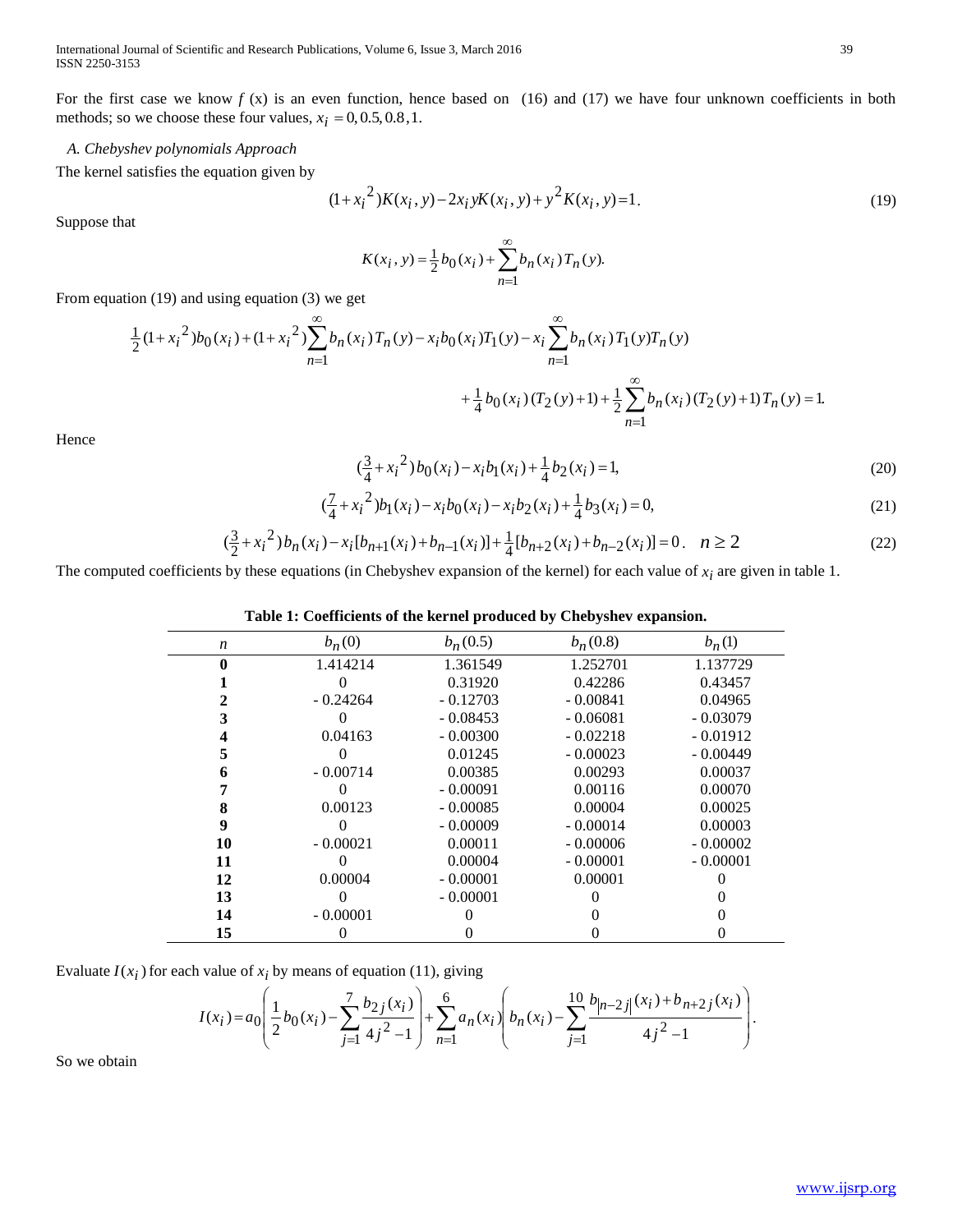For the first case we know $f(x)$ is an even function, hence based on (16) and (17) we have four unknown coefficients in both methods; so we choose these four values, $x_i = 0, 0.5, 0.8, 1$.

### A. Chebyshev polynomials Approach

The kernel satisfies the equation given by

$$(1+x_i^2)K(x_i,y) - 2x_i y K(x_i,y) + y^2 K(x_i,y) = 1. \tag{19}$$

Suppose that

$$K(x_i,y) = \tfrac{1}{2} b_0(x_i) + \sum_{n=1}^{\infty} b_n(x_i) T_n(y).$$

From equation (19) and using equation (3) we get

$$\tfrac{1}{2}(1+x_i^2) b_0(x_i) + (1+x_i^2)\sum_{n=1}^{\infty} b_n(x_i) T_n(y) - x_i b_0(x_i) T_1(y) - x_i \sum_{n=1}^{\infty} b_n(x_i) T_1(y) T_n(y)$$

$$+ \tfrac{1}{4} b_0(x_i)(T_2(y)+1) + \tfrac{1}{2}\sum_{n=1}^{\infty} b_n(x_i)(T_2(y)+1) T_n(y) = 1.$$

Hence

$$(\tfrac{3}{4} + x_i^2) b_0(x_i) - x_i b_1(x_i) + \tfrac{1}{4} b_2(x_i) = 1, \tag{20}$$

$$(\tfrac{7}{4} + x_i^2) b_1(x_i) - x_i b_0(x_i) - x_i b_2(x_i) + \tfrac{1}{4} b_3(x_i) = 0, \tag{21}$$

$$(\tfrac{3}{2} + x_i^2) b_n(x_i) - x_i[b_{n+1}(x_i) + b_{n-1}(x_i)] + \tfrac{1}{4}[b_{n+2}(x_i) + b_{n-2}(x_i)] = 0. \quad n \ge 2 \tag{22}$$

The computed coefficients by these equations (in Chebyshev expansion of the kernel) for each value of $x_i$ are given in table 1.

**Table 1: Coefficients of the kernel produced by Chebyshev expansion.**

| $n$ | $b_n(0)$ | $b_n(0.5)$ | $b_n(0.8)$ | $b_n(1)$ |
|---|---|---|---|---|
| **0** | 1.414214 | 1.361549 | 1.252701 | 1.137729 |
| **1** | 0 | 0.31920 | 0.42286 | 0.43457 |
| **2** | - 0.24264 | - 0.12703 | - 0.00841 | 0.04965 |
| **3** | 0 | - 0.08453 | - 0.06081 | - 0.03079 |
| **4** | 0.04163 | - 0.00300 | - 0.02218 | - 0.01912 |
| **5** | 0 | 0.01245 | - 0.00023 | - 0.00449 |
| **6** | - 0.00714 | 0.00385 | 0.00293 | 0.00037 |
| **7** | 0 | - 0.00091 | 0.00116 | 0.00070 |
| **8** | 0.00123 | - 0.00085 | 0.00004 | 0.00025 |
| **9** | 0 | - 0.00009 | - 0.00014 | 0.00003 |
| **10** | - 0.00021 | 0.00011 | - 0.00006 | - 0.00002 |
| **11** | 0 | 0.00004 | - 0.00001 | - 0.00001 |
| **12** | 0.00004 | - 0.00001 | 0.00001 | 0 |
| **13** | 0 | - 0.00001 | 0 | 0 |
| **14** | - 0.00001 | 0 | 0 | 0 |
| **15** | 0 | 0 | 0 | 0 |

Evaluate $I(x_i)$ for each value of $x_i$ by means of equation (11), giving

$$I(x_i) = a_0\left(\frac{1}{2} b_0(x_i) - \sum_{j=1}^{7} \frac{b_{2j}(x_i)}{4j^2-1}\right) + \sum_{n=1}^{6} a_n(x_i)\left(b_n(x_i) - \sum_{j=1}^{10} \frac{b_{|n-2j|}(x_i) + b_{n+2j}(x_i)}{4j^2-1}\right).$$

So we obtain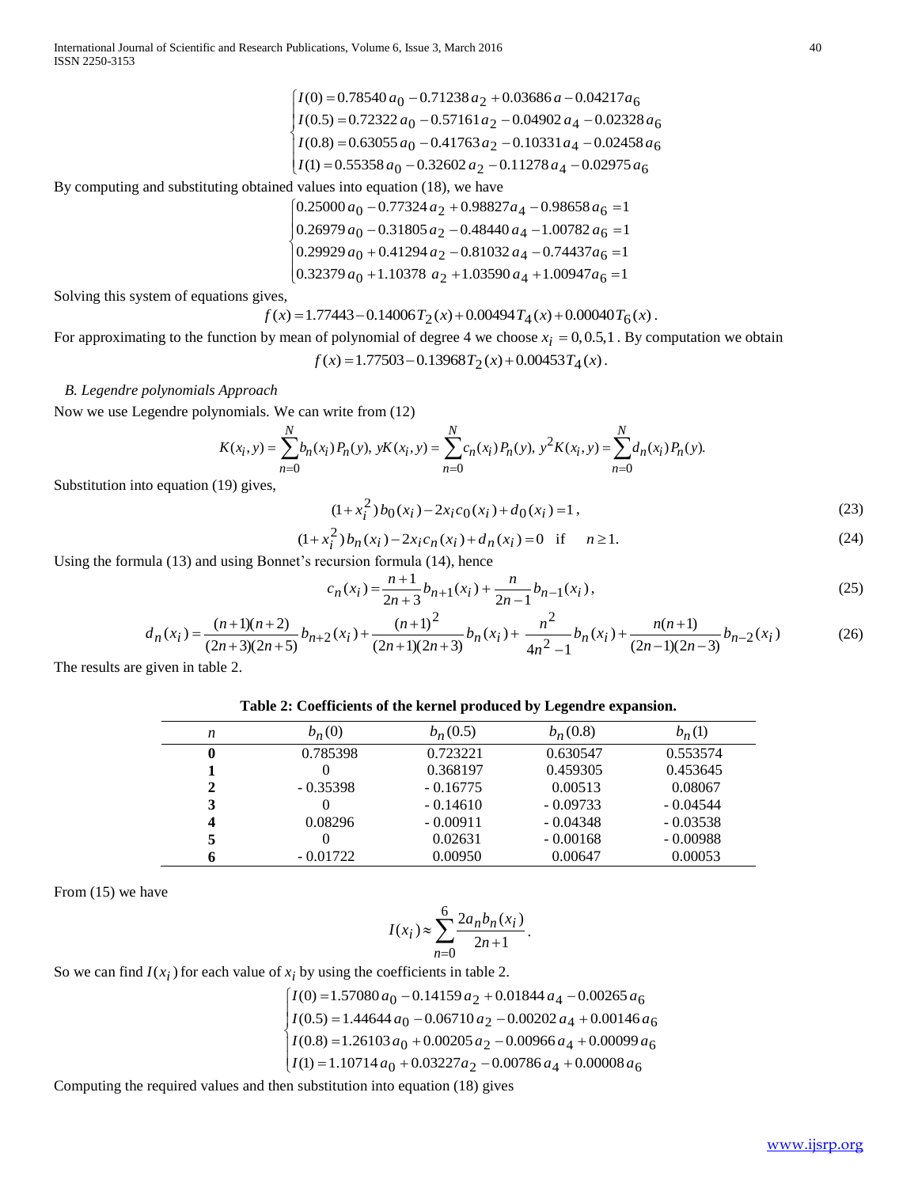$$\begin{cases} I(0) = 0.78540\,a_0 - 0.71238\,a_2 + 0.03686\,a - 0.04217a_6 \\ I(0.5) = 0.72322\,a_0 - 0.57161\,a_2 - 0.04902\,a_4 - 0.02328\,a_6 \\ I(0.8) = 0.63055\,a_0 - 0.41763\,a_2 - 0.10331\,a_4 - 0.02458\,a_6 \\ I(1) = 0.55358\,a_0 - 0.32602\,a_2 - 0.11278\,a_4 - 0.02975\,a_6 \end{cases}$$

By computing and substituting obtained values into equation (18), we have

$$\begin{cases} 0.25000\,a_0 - 0.77324\,a_2 + 0.98827a_4 - 0.98658\,a_6 = 1 \\ 0.26979\,a_0 - 0.31805\,a_2 - 0.48440\,a_4 - 1.00782\,a_6 = 1 \\ 0.29929\,a_0 + 0.41294\,a_2 - 0.81032\,a_4 - 0.74437a_6 = 1 \\ 0.32379\,a_0 + 1.10378\,\,a_2 + 1.03590\,a_4 + 1.00947a_6 = 1 \end{cases}$$

Solving this system of equations gives,

$$f(x) = 1.77443 - 0.14006\,T_2(x) + 0.00494\,T_4(x) + 0.00040\,T_6(x).$$

For approximating to the function by mean of polynomial of degree 4 we choose $x_i = 0, 0.5, 1$. By computation we obtain

$$f(x) = 1.77503 - 0.13968\,T_2(x) + 0.00453\,T_4(x).$$

*B. Legendre polynomials Approach*

Now we use Legendre polynomials. We can write from (12)

$$K(x_i, y) = \sum_{n=0}^{N} b_n(x_i) P_n(y),\; yK(x_i, y) = \sum_{n=0}^{N} c_n(x_i) P_n(y),\; y^2 K(x_i, y) = \sum_{n=0}^{N} d_n(x_i) P_n(y).$$

Substitution into equation (19) gives,

$$(1 + x_i^2)\, b_0(x_i) - 2x_i c_0(x_i) + d_0(x_i) = 1, \tag{23}$$

$$(1 + x_i^2)\, b_n(x_i) - 2x_i c_n(x_i) + d_n(x_i) = 0 \quad \text{if} \quad n \geq 1. \tag{24}$$

Using the formula (13) and using Bonnet's recursion formula (14), hence

$$c_n(x_i) = \frac{n+1}{2n+3} b_{n+1}(x_i) + \frac{n}{2n-1} b_{n-1}(x_i), \tag{25}$$

$$d_n(x_i) = \frac{(n+1)(n+2)}{(2n+3)(2n+5)} b_{n+2}(x_i) + \frac{(n+1)^2}{(2n+1)(2n+3)} b_n(x_i) + \frac{n^2}{4n^2-1} b_n(x_i) + \frac{n(n+1)}{(2n-1)(2n-3)} b_{n-2}(x_i) \tag{26}$$

The results are given in table 2.

**Table 2: Coefficients of the kernel produced by Legendre expansion.**

| $n$ | $b_n(0)$ | $b_n(0.5)$ | $b_n(0.8)$ | $b_n(1)$ |
|---|---|---|---|---|
| **0** | 0.785398 | 0.723221 | 0.630547 | 0.553574 |
| **1** | 0 | 0.368197 | 0.459305 | 0.453645 |
| **2** | - 0.35398 | - 0.16775 | 0.00513 | 0.08067 |
| **3** | 0 | - 0.14610 | - 0.09733 | - 0.04544 |
| **4** | 0.08296 | - 0.00911 | - 0.04348 | - 0.03538 |
| **5** | 0 | 0.02631 | - 0.00168 | - 0.00988 |
| **6** | - 0.01722 | 0.00950 | 0.00647 | 0.00053 |

From (15) we have

$$I(x_i) \approx \sum_{n=0}^{6} \frac{2a_n b_n(x_i)}{2n+1}.$$

So we can find $I(x_i)$ for each value of $x_i$ by using the coefficients in table 2.

$$\begin{cases} I(0) = 1.57080\,a_0 - 0.14159\,a_2 + 0.01844\,a_4 - 0.00265\,a_6 \\ I(0.5) = 1.44644\,a_0 - 0.06710\,a_2 - 0.00202\,a_4 + 0.00146\,a_6 \\ I(0.8) = 1.26103\,a_0 + 0.00205\,a_2 - 0.00966\,a_4 + 0.00099\,a_6 \\ I(1) = 1.10714\,a_0 + 0.03227a_2 - 0.00786\,a_4 + 0.00008\,a_6 \end{cases}$$

Computing the required values and then substitution into equation (18) gives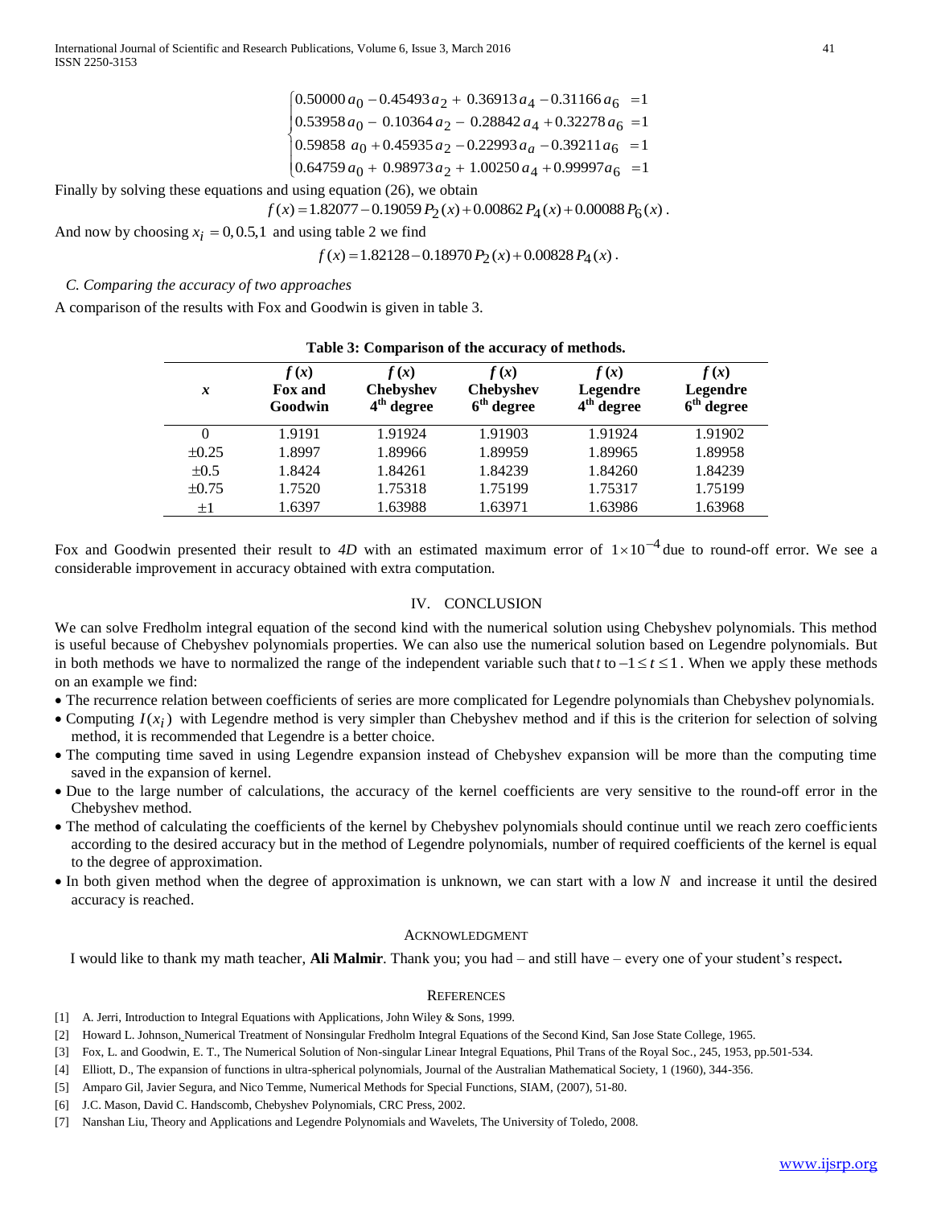$$\begin{cases} 0.50000\,a_0 - 0.45493\,a_2 + 0.36913\,a_4 - 0.31166\,a_6 = 1 \\ 0.53958\,a_0 - 0.10364\,a_2 - 0.28842\,a_4 + 0.32278\,a_6 = 1 \\ 0.59858\,a_0 + 0.45935\,a_2 - 0.22993\,a_a - 0.39211\,a_6 = 1 \\ 0.64759\,a_0 + 0.98973\,a_2 + 1.00250\,a_4 + 0.99997\,a_6 = 1 \end{cases}$$

Finally by solving these equations and using equation (26), we obtain

$$f(x) = 1.82077 - 0.19059\,P_2(x) + 0.00862\,P_4(x) + 0.00088\,P_6(x).$$

And now by choosing $x_i = 0, 0.5, 1$ and using table 2 we find

$$f(x) = 1.82128 - 0.18970\,P_2(x) + 0.00828\,P_4(x).$$

*C. Comparing the accuracy of two approaches*

A comparison of the results with Fox and Goodwin is given in table 3.

**Table 3: Comparison of the accuracy of methods.**

| $x$ | $f(x)$ Fox and Goodwin | $f(x)$ Chebyshev $4^{th}$ degree | $f(x)$ Chebyshev $6^{th}$ degree | $f(x)$ Legendre $4^{th}$ degree | $f(x)$ Legendre $6^{th}$ degree |
|---|---|---|---|---|---|
| 0 | 1.9191 | 1.91924 | 1.91903 | 1.91924 | 1.91902 |
| $\pm 0.25$ | 1.8997 | 1.89966 | 1.89959 | 1.89965 | 1.89958 |
| $\pm 0.5$ | 1.8424 | 1.84261 | 1.84239 | 1.84260 | 1.84239 |
| $\pm 0.75$ | 1.7520 | 1.75318 | 1.75199 | 1.75317 | 1.75199 |
| $\pm 1$ | 1.6397 | 1.63988 | 1.63971 | 1.63986 | 1.63968 |

Fox and Goodwin presented their result to *4D* with an estimated maximum error of $1 \times 10^{-4}$ due to round-off error. We see a considerable improvement in accuracy obtained with extra computation.

## IV. CONCLUSION

We can solve Fredholm integral equation of the second kind with the numerical solution using Chebyshev polynomials. This method is useful because of Chebyshev polynomials properties. We can also use the numerical solution based on Legendre polynomials. But in both methods we have to normalized the range of the independent variable such that $t$ to $-1 \le t \le 1$. When we apply these methods on an example we find:

- The recurrence relation between coefficients of series are more complicated for Legendre polynomials than Chebyshev polynomials.
- Computing $I(x_i)$ with Legendre method is very simpler than Chebyshev method and if this is the criterion for selection of solving method, it is recommended that Legendre is a better choice.
- The computing time saved in using Legendre expansion instead of Chebyshev expansion will be more than the computing time saved in the expansion of kernel.
- Due to the large number of calculations, the accuracy of the kernel coefficients are very sensitive to the round-off error in the Chebyshev method.
- The method of calculating the coefficients of the kernel by Chebyshev polynomials should continue until we reach zero coefficients according to the desired accuracy but in the method of Legendre polynomials, number of required coefficients of the kernel is equal to the degree of approximation.
- In both given method when the degree of approximation is unknown, we can start with a low $N$ and increase it until the desired accuracy is reached.

## ACKNOWLEDGMENT

I would like to thank my math teacher, **Ali Malmir**. Thank you; you had – and still have – every one of your student's respect**.**

## REFERENCES

[1] A. Jerri, Introduction to Integral Equations with Applications, John Wiley & Sons, 1999.

[2] Howard L. Johnson, Numerical Treatment of Nonsingular Fredholm Integral Equations of the Second Kind, San Jose State College, 1965.

[3] Fox, L. and Goodwin, E. T., The Numerical Solution of Non-singular Linear Integral Equations, Phil Trans of the Royal Soc., 245, 1953, pp.501-534.

[4] Elliott, D., The expansion of functions in ultra-spherical polynomials, Journal of the Australian Mathematical Society, 1 (1960), 344-356.

[5] Amparo Gil, Javier Segura, and Nico Temme, Numerical Methods for Special Functions, SIAM, (2007), 51-80.

[6] J.C. Mason, David C. Handscomb, Chebyshev Polynomials, CRC Press, 2002.

[7] Nanshan Liu, Theory and Applications and Legendre Polynomials and Wavelets, The University of Toledo, 2008.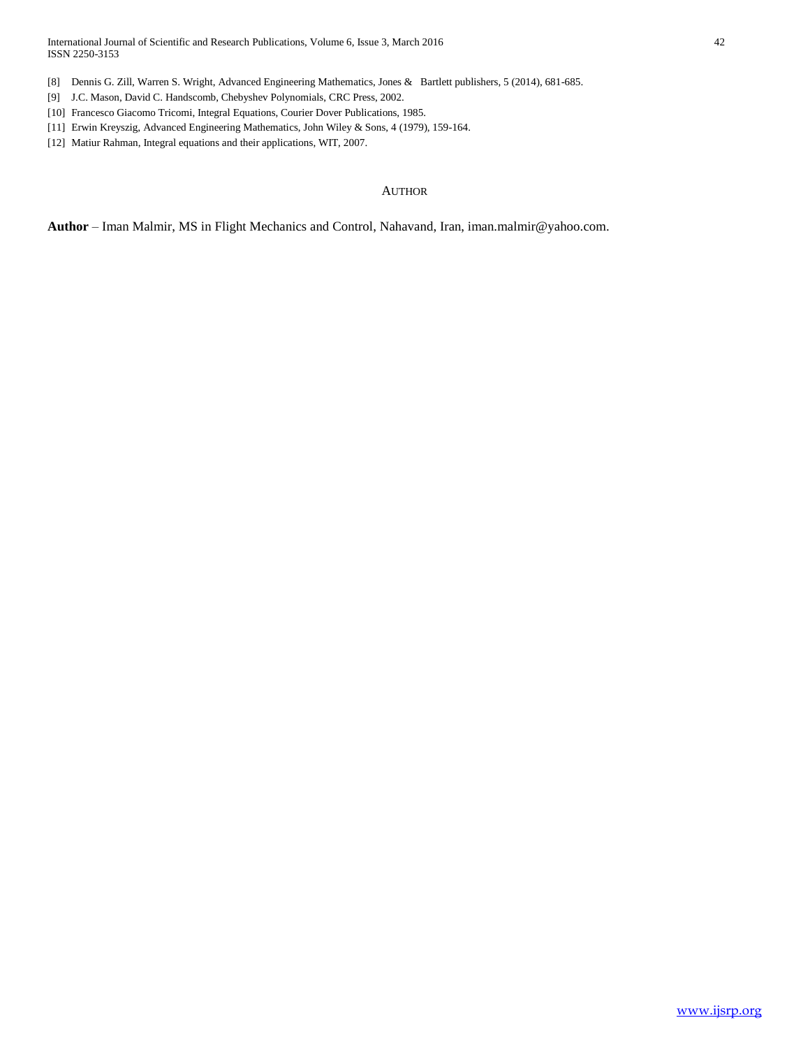[8] Dennis G. Zill, Warren S. Wright, Advanced Engineering Mathematics, Jones & Bartlett publishers, 5 (2014), 681-685.

[9] J.C. Mason, David C. Handscomb, Chebyshev Polynomials, CRC Press, 2002.

[10] Francesco Giacomo Tricomi, Integral Equations, Courier Dover Publications, 1985.

[11] Erwin Kreyszig, Advanced Engineering Mathematics, John Wiley & Sons, 4 (1979), 159-164.

[12] Matiur Rahman, Integral equations and their applications, WIT, 2007.

## AUTHOR

**Author** – Iman Malmir, MS in Flight Mechanics and Control, Nahavand, Iran, iman.malmir@yahoo.com.